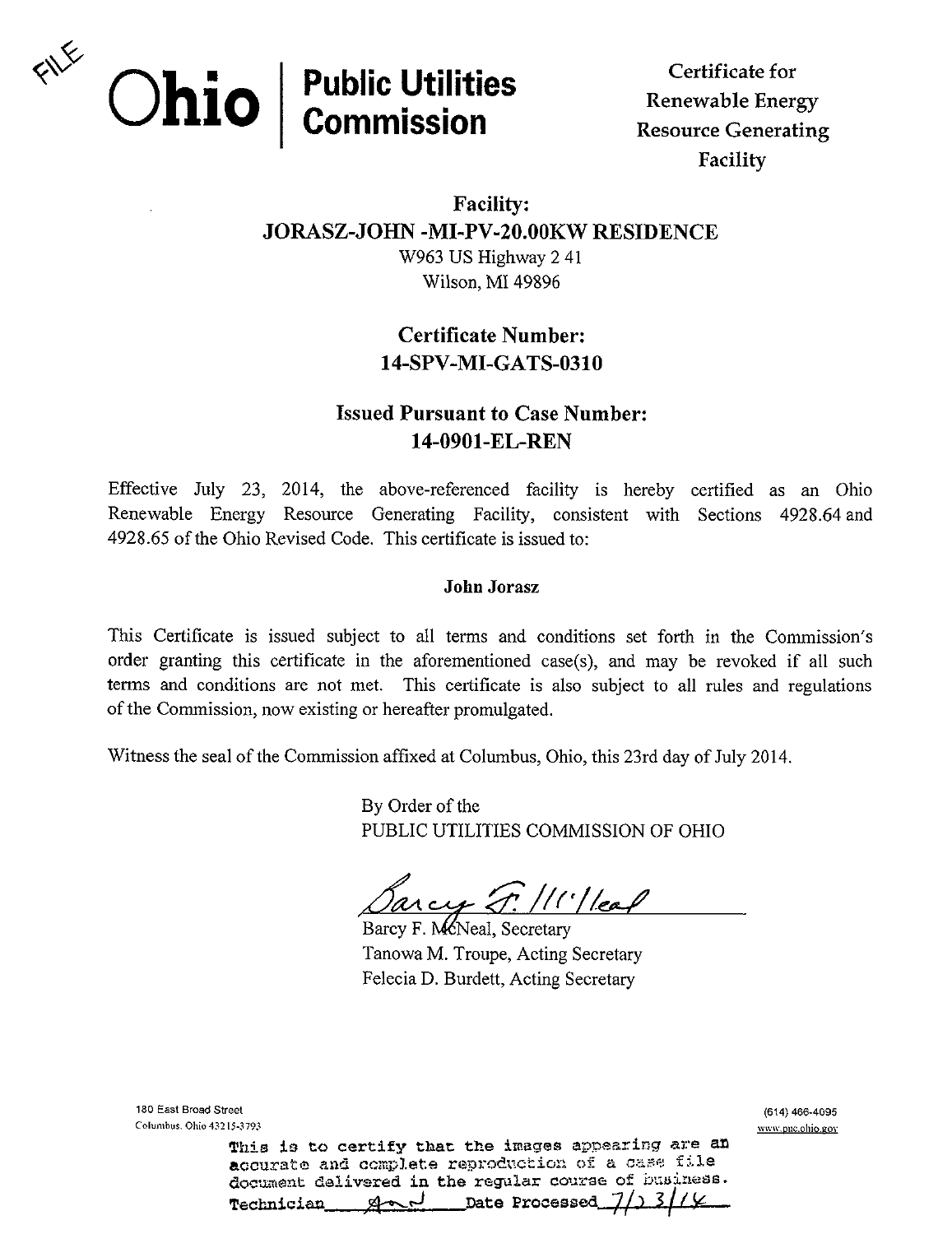FILE

# Ohio | Public Utilities Commission

Certificate for Renewable Energy Resource Generating Facility

## Facility:
## JORASZ-JOHN -MI-PV-20.00KW RESIDENCE

W963 US Highway 2 41
Wilson, MI 49896

## Certificate Number:
## 14-SPV-MI-GATS-0310

## Issued Pursuant to Case Number:
## 14-0901-EL-REN

Effective July 23, 2014, the above-referenced facility is hereby certified as an Ohio Renewable Energy Resource Generating Facility, consistent with Sections 4928.64 and 4928.65 of the Ohio Revised Code. This certificate is issued to:

**John Jorasz**

This Certificate is issued subject to all terms and conditions set forth in the Commission's order granting this certificate in the aforementioned case(s), and may be revoked if all such terms and conditions are not met. This certificate is also subject to all rules and regulations of the Commission, now existing or hereafter promulgated.

Witness the seal of the Commission affixed at Columbus, Ohio, this 23rd day of July 2014.

By Order of the
PUBLIC UTILITIES COMMISSION OF OHIO

Barcy F. McNeal

Barcy F. McNeal, Secretary
Tanowa M. Troupe, Acting Secretary
Felecia D. Burdett, Acting Secretary

180 East Broad Street
Columbus, Ohio 43215-3793

(614) 466-4095
www.puc.ohio.gov

This is to certify that the images appearing are an accurate and complete reproduction of a case file document delivered in the regular course of business.
Technician ______ Date Processed 7/23/14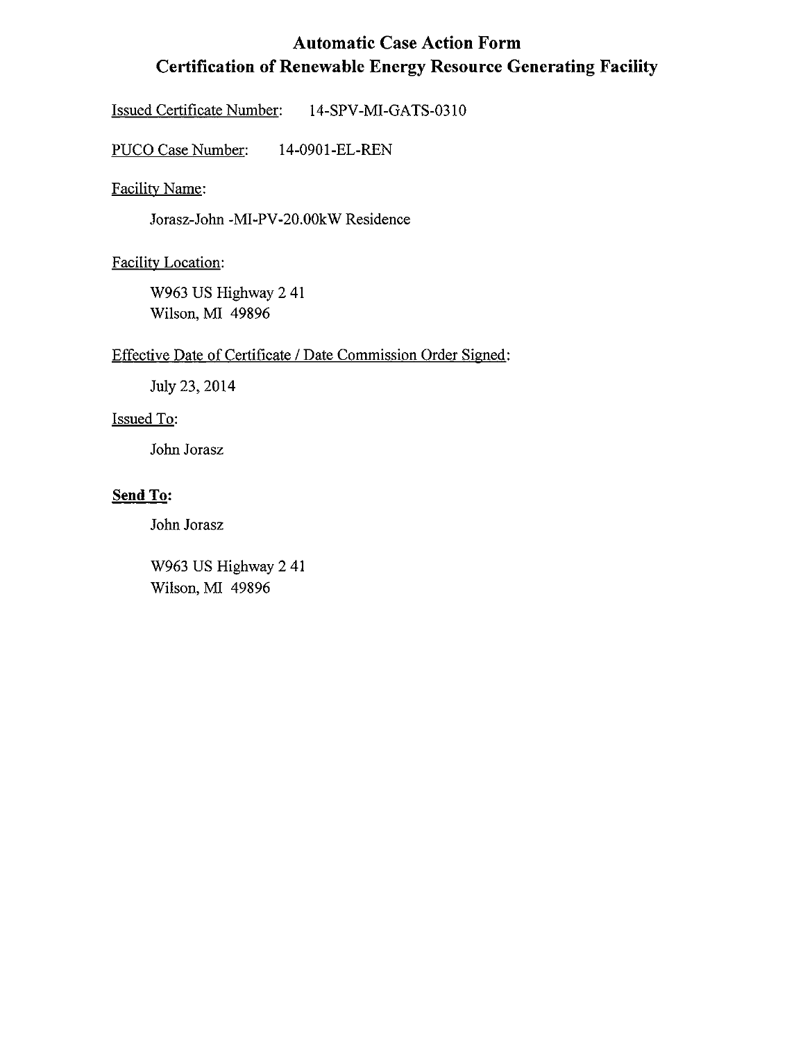# Automatic Case Action Form
# Certification of Renewable Energy Resource Generating Facility

Issued Certificate Number: 14-SPV-MI-GATS-0310

PUCO Case Number: 14-0901-EL-REN

Facility Name:

Jorasz-John -MI-PV-20.00kW Residence

Facility Location:

W963 US Highway 2 41
Wilson, MI 49896

Effective Date of Certificate / Date Commission Order Signed:

July 23, 2014

Issued To:

John Jorasz

**Send To:**

John Jorasz

W963 US Highway 2 41
Wilson, MI 49896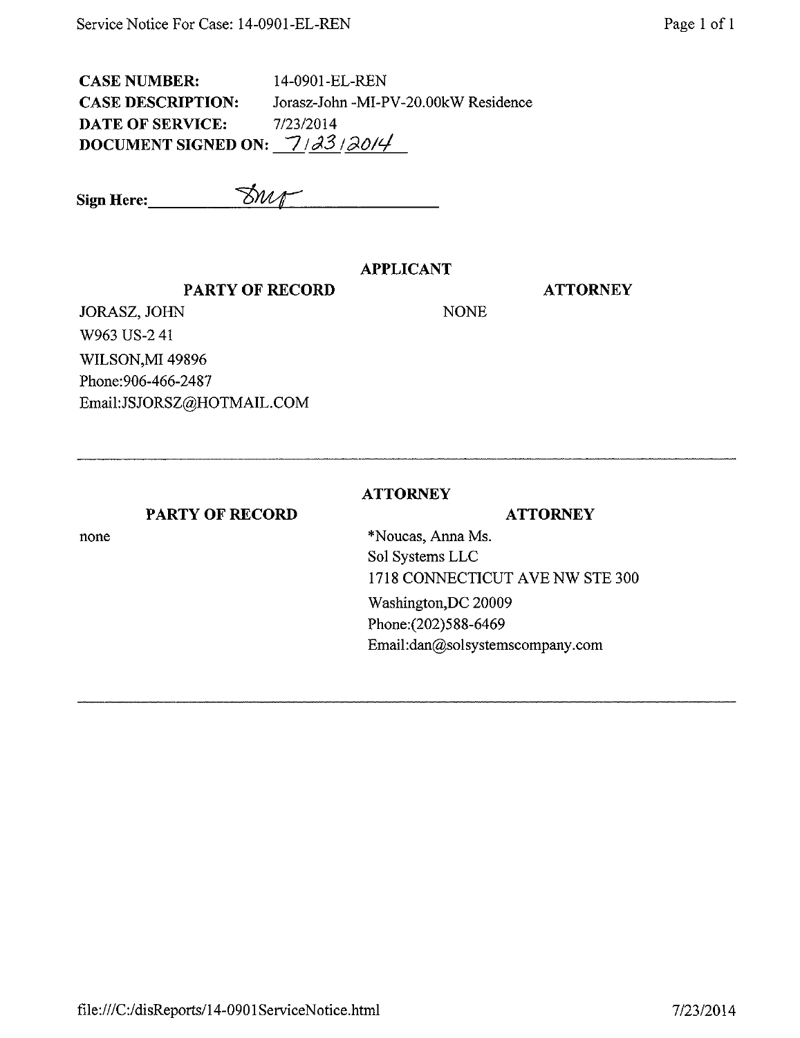**CASE NUMBER:** 14-0901-EL-REN
**CASE DESCRIPTION:** Jorasz-John -MI-PV-20.00kW Residence
**DATE OF SERVICE:** 7/23/2014
**DOCUMENT SIGNED ON:** 7/23/2014

**Sign Here:** ________________

## APPLICANT

| **PARTY OF RECORD** | **ATTORNEY** |
|---|---|
| JORASZ, JOHN<br>W963 US-2 41<br>WILSON,MI 49896<br>Phone:906-466-2487<br>Email:JSJORSZ@HOTMAIL.COM | NONE |

---

## ATTORNEY

| **PARTY OF RECORD** | **ATTORNEY** |
|---|---|
| none | *Noucas, Anna Ms.<br>Sol Systems LLC<br>1718 CONNECTICUT AVE NW STE 300<br>Washington,DC 20009<br>Phone:(202)588-6469<br>Email:dan@solsystemscompany.com |

---